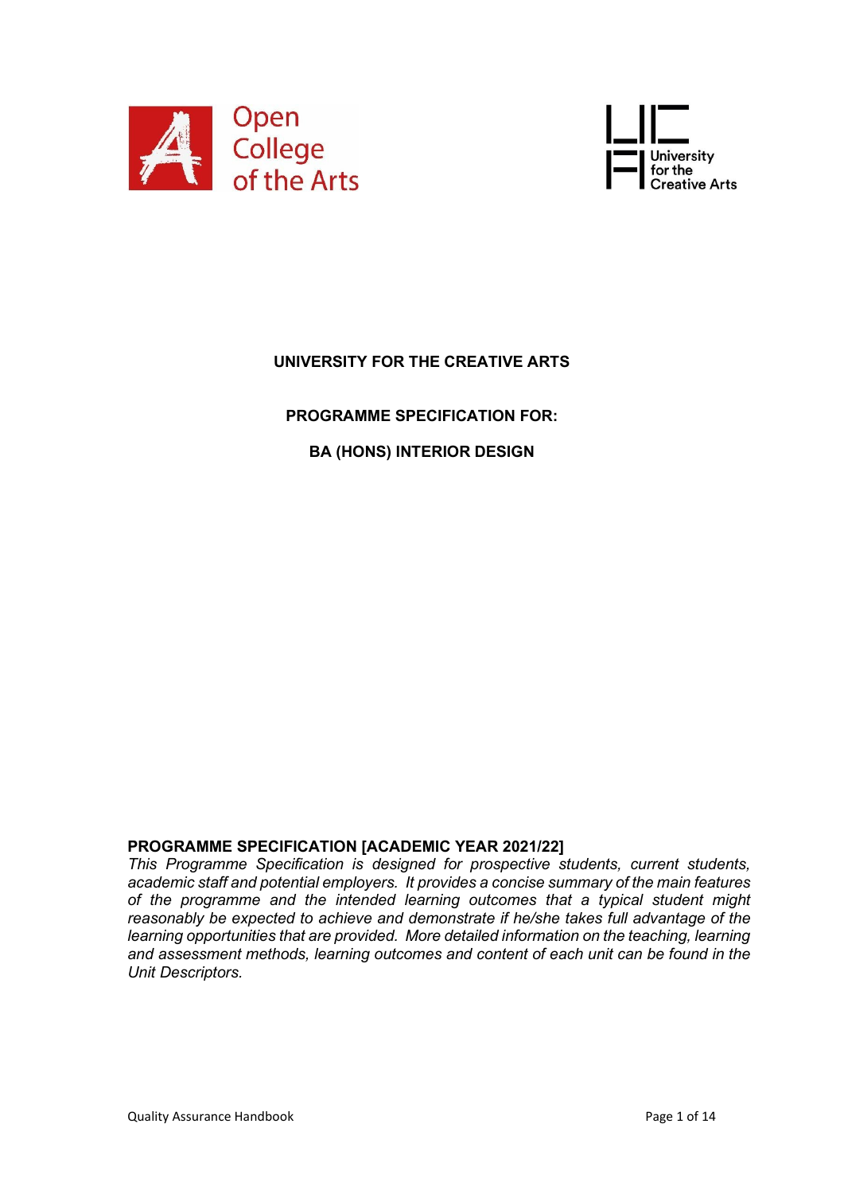Open College of the Arts

University for the Creative Arts

# UNIVERSITY FOR THE CREATIVE ARTS

## PROGRAMME SPECIFICATION FOR:

## BA (HONS) INTERIOR DESIGN

### PROGRAMME SPECIFICATION [ACADEMIC YEAR 2021/22]

*This Programme Specification is designed for prospective students, current students, academic staff and potential employers. It provides a concise summary of the main features of the programme and the intended learning outcomes that a typical student might reasonably be expected to achieve and demonstrate if he/she takes full advantage of the learning opportunities that are provided. More detailed information on the teaching, learning and assessment methods, learning outcomes and content of each unit can be found in the Unit Descriptors.*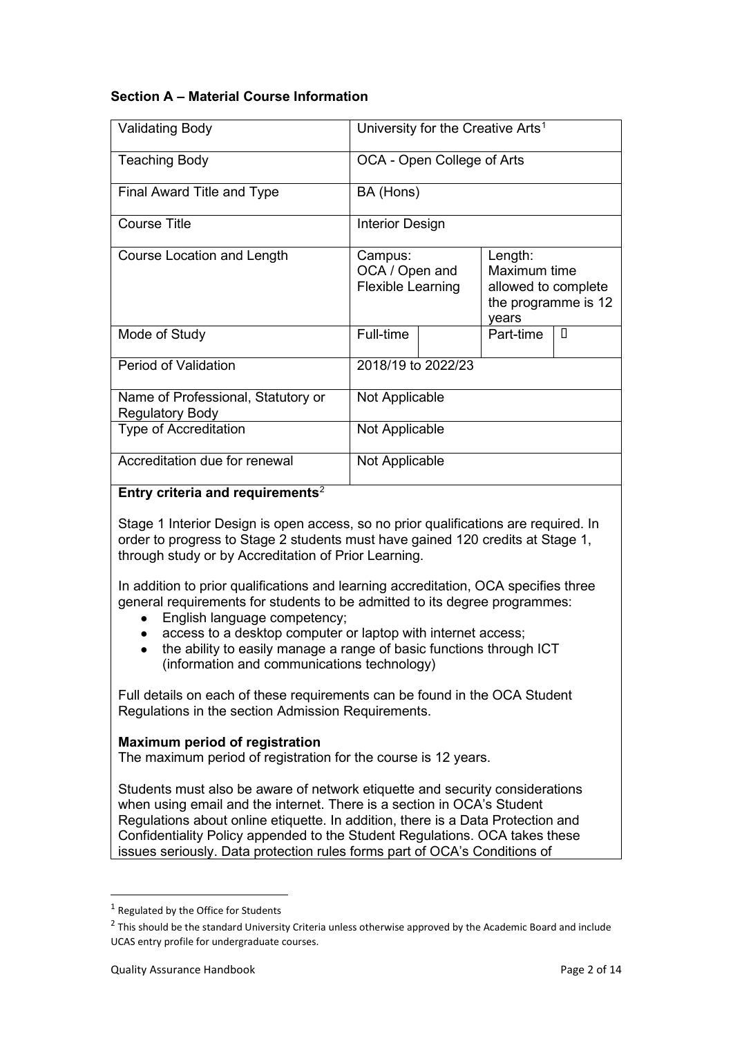## Section A – Material Course Information

| Validating Body | University for the Creative Arts[1] | | | |
|---|---|---|---|---|
| Teaching Body | OCA - Open College of Arts | | | |
| Final Award Title and Type | BA (Hons) | | | |
| Course Title | Interior Design | | | |
| Course Location and Length | Campus: OCA / Open and Flexible Learning | | Length: Maximum time allowed to complete the programme is 12 years | |
| Mode of Study | Full-time | | Part-time | ✓ |
| Period of Validation | 2018/19 to 2022/23 | | | |
| Name of Professional, Statutory or Regulatory Body | Not Applicable | | | |
| Type of Accreditation | Not Applicable | | | |
| Accreditation due for renewal | Not Applicable | | | |

**Entry criteria and requirements**[2]

Stage 1 Interior Design is open access, so no prior qualifications are required. In order to progress to Stage 2 students must have gained 120 credits at Stage 1, through study or by Accreditation of Prior Learning.

In addition to prior qualifications and learning accreditation, OCA specifies three general requirements for students to be admitted to its degree programmes:

- English language competency;
- access to a desktop computer or laptop with internet access;
- the ability to easily manage a range of basic functions through ICT (information and communications technology)

Full details on each of these requirements can be found in the OCA Student Regulations in the section Admission Requirements.

**Maximum period of registration**

The maximum period of registration for the course is 12 years.

Students must also be aware of network etiquette and security considerations when using email and the internet. There is a section in OCA's Student Regulations about online etiquette. In addition, there is a Data Protection and Confidentiality Policy appended to the Student Regulations. OCA takes these issues seriously. Data protection rules forms part of OCA's Conditions of

---

[1] Regulated by the Office for Students

[2] This should be the standard University Criteria unless otherwise approved by the Academic Board and include UCAS entry profile for undergraduate courses.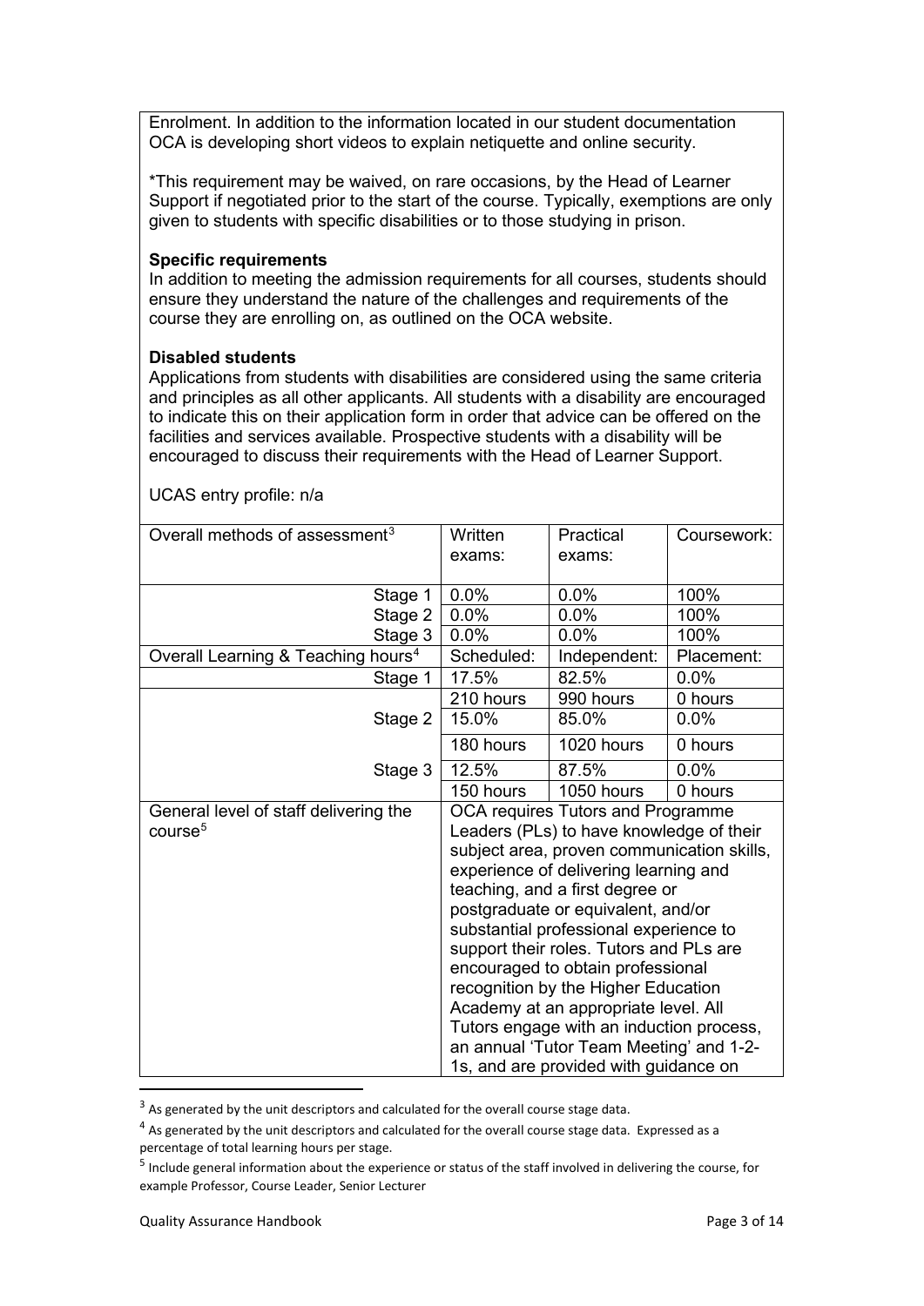Enrolment. In addition to the information located in our student documentation OCA is developing short videos to explain netiquette and online security.

*This requirement may be waived, on rare occasions, by the Head of Learner Support if negotiated prior to the start of the course. Typically, exemptions are only given to students with specific disabilities or to those studying in prison.

**Specific requirements**
In addition to meeting the admission requirements for all courses, students should ensure they understand the nature of the challenges and requirements of the course they are enrolling on, as outlined on the OCA website.

**Disabled students**
Applications from students with disabilities are considered using the same criteria and principles as all other applicants. All students with a disability are encouraged to indicate this on their application form in order that advice can be offered on the facilities and services available. Prospective students with a disability will be encouraged to discuss their requirements with the Head of Learner Support.

UCAS entry profile: n/a

| Overall methods of assessment[3] | Written exams: | Practical exams: | Coursework: |
|---|---|---|---|
| Stage 1 | 0.0% | 0.0% | 100% |
| Stage 2 | 0.0% | 0.0% | 100% |
| Stage 3 | 0.0% | 0.0% | 100% |
| Overall Learning & Teaching hours[4] | Scheduled: | Independent: | Placement: |
| Stage 1 | 17.5% | 82.5% | 0.0% |
| | 210 hours | 990 hours | 0 hours |
| Stage 2 | 15.0% | 85.0% | 0.0% |
| | 180 hours | 1020 hours | 0 hours |
| Stage 3 | 12.5% | 87.5% | 0.0% |
| | 150 hours | 1050 hours | 0 hours |
| General level of staff delivering the course[5] | OCA requires Tutors and Programme Leaders (PLs) to have knowledge of their subject area, proven communication skills, experience of delivering learning and teaching, and a first degree or postgraduate or equivalent, and/or substantial professional experience to support their roles. Tutors and PLs are encouraged to obtain professional recognition by the Higher Education Academy at an appropriate level. All Tutors engage with an induction process, an annual 'Tutor Team Meeting' and 1-2-1s, and are provided with guidance on | | |

[3] As generated by the unit descriptors and calculated for the overall course stage data.

[4] As generated by the unit descriptors and calculated for the overall course stage data. Expressed as a percentage of total learning hours per stage.

[5] Include general information about the experience or status of the staff involved in delivering the course, for example Professor, Course Leader, Senior Lecturer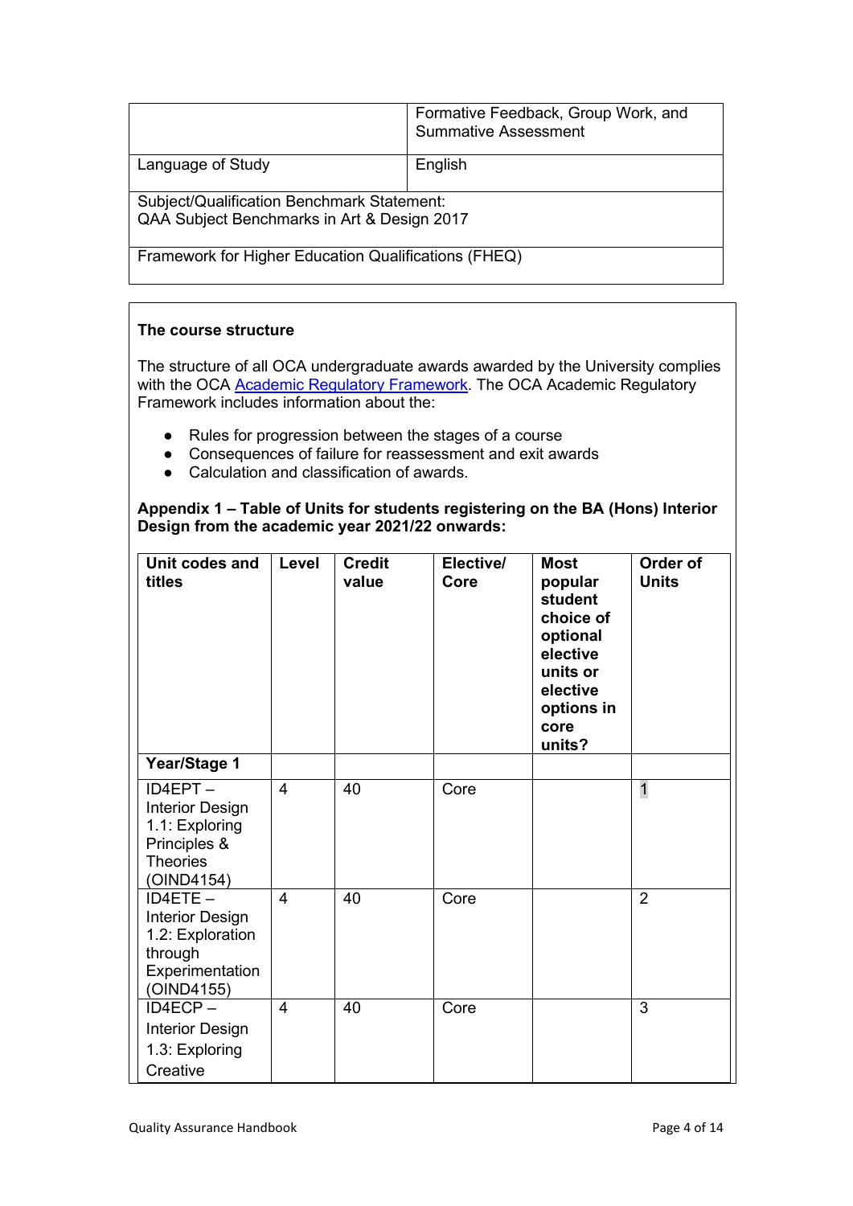| | Formative Feedback, Group Work, and Summative Assessment |
|---|---|
| Language of Study | English |
| Subject/Qualification Benchmark Statement: QAA Subject Benchmarks in Art & Design 2017 | |
| Framework for Higher Education Qualifications (FHEQ) | |

**The course structure**

The structure of all OCA undergraduate awards awarded by the University complies with the OCA [Academic Regulatory Framework](). The OCA Academic Regulatory Framework includes information about the:

- Rules for progression between the stages of a course
- Consequences of failure for reassessment and exit awards
- Calculation and classification of awards.

**Appendix 1 – Table of Units for students registering on the BA (Hons) Interior Design from the academic year 2021/22 onwards:**

| Unit codes and titles | Level | Credit value | Elective/ Core | Most popular student choice of optional elective units or elective options in core units? | Order of Units |
|---|---|---|---|---|---|
| **Year/Stage 1** | | | | | |
| ID4EPT – Interior Design 1.1: Exploring Principles & Theories (OIND4154) | 4 | 40 | Core | | 1 |
| ID4ETE – Interior Design 1.2: Exploration through Experimentation (OIND4155) | 4 | 40 | Core | | 2 |
| ID4ECP – Interior Design 1.3: Exploring Creative | 4 | 40 | Core | | 3 |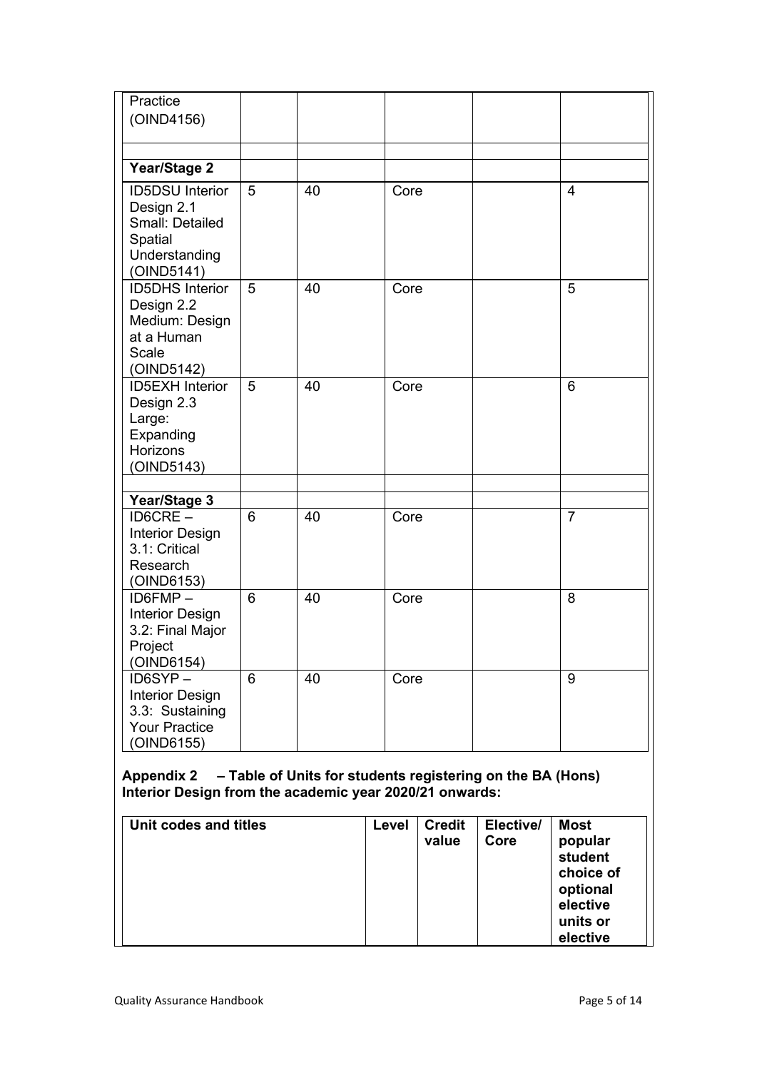| | | | | | |
|---|---|---|---|---|---|
| Practice (OIND4156) | | | | | |
| | | | | | |
| **Year/Stage 2** | | | | | |
| ID5DSU Interior Design 2.1 Small: Detailed Spatial Understanding (OIND5141) | 5 | 40 | Core | | 4 |
| ID5DHS Interior Design 2.2 Medium: Design at a Human Scale (OIND5142) | 5 | 40 | Core | | 5 |
| ID5EXH Interior Design 2.3 Large: Expanding Horizons (OIND5143) | 5 | 40 | Core | | 6 |
| | | | | | |
| **Year/Stage 3** | | | | | |
| ID6CRE – Interior Design 3.1: Critical Research (OIND6153) | 6 | 40 | Core | | 7 |
| ID6FMP – Interior Design 3.2: Final Major Project (OIND6154) | 6 | 40 | Core | | 8 |
| ID6SYP – Interior Design 3.3: Sustaining Your Practice (OIND6155) | 6 | 40 | Core | | 9 |

**Appendix 2 – Table of Units for students registering on the BA (Hons) Interior Design from the academic year 2020/21 onwards:**

| Unit codes and titles | Level | Credit value | Elective/ Core | Most popular student choice of optional elective units or elective |
|---|---|---|---|---|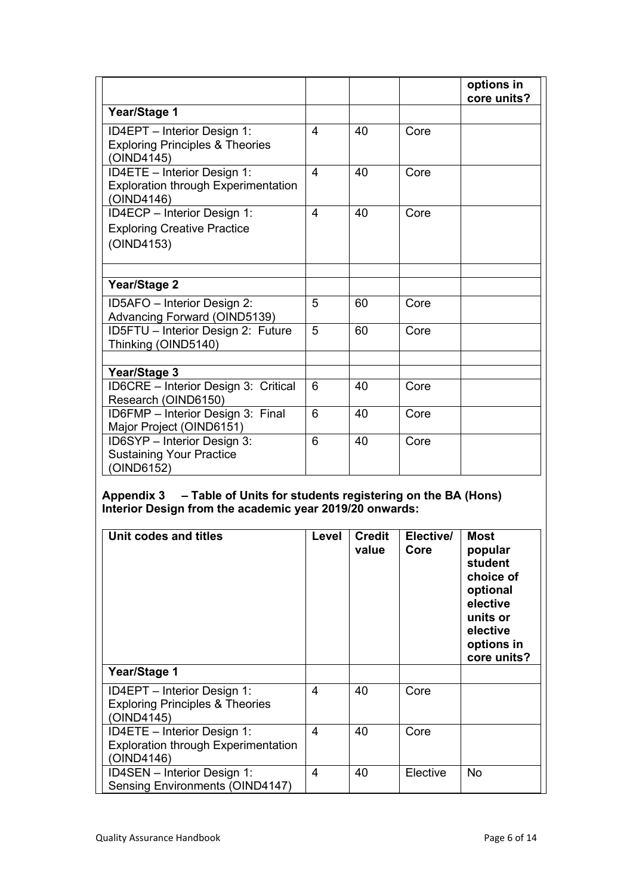| | | | | options in core units? |
|---|---|---|---|---|
| **Year/Stage 1** | | | | |
| ID4EPT – Interior Design 1: Exploring Principles & Theories (OIND4145) | 4 | 40 | Core | |
| ID4ETE – Interior Design 1: Exploration through Experimentation (OIND4146) | 4 | 40 | Core | |
| ID4ECP – Interior Design 1: Exploring Creative Practice (OIND4153) | 4 | 40 | Core | |
| | | | | |
| **Year/Stage 2** | | | | |
| ID5AFO – Interior Design 2: Advancing Forward (OIND5139) | 5 | 60 | Core | |
| ID5FTU – Interior Design 2: Future Thinking (OIND5140) | 5 | 60 | Core | |
| | | | | |
| **Year/Stage 3** | | | | |
| ID6CRE – Interior Design 3: Critical Research (OIND6150) | 6 | 40 | Core | |
| ID6FMP – Interior Design 3: Final Major Project (OIND6151) | 6 | 40 | Core | |
| ID6SYP – Interior Design 3: Sustaining Your Practice (OIND6152) | 6 | 40 | Core | |

**Appendix 3 – Table of Units for students registering on the BA (Hons) Interior Design from the academic year 2019/20 onwards:**

| Unit codes and titles | Level | Credit value | Elective/ Core | Most popular student choice of optional elective units or elective options in core units? |
|---|---|---|---|---|
| **Year/Stage 1** | | | | |
| ID4EPT – Interior Design 1: Exploring Principles & Theories (OIND4145) | 4 | 40 | Core | |
| ID4ETE – Interior Design 1: Exploration through Experimentation (OIND4146) | 4 | 40 | Core | |
| ID4SEN – Interior Design 1: Sensing Environments (OIND4147) | 4 | 40 | Elective | No |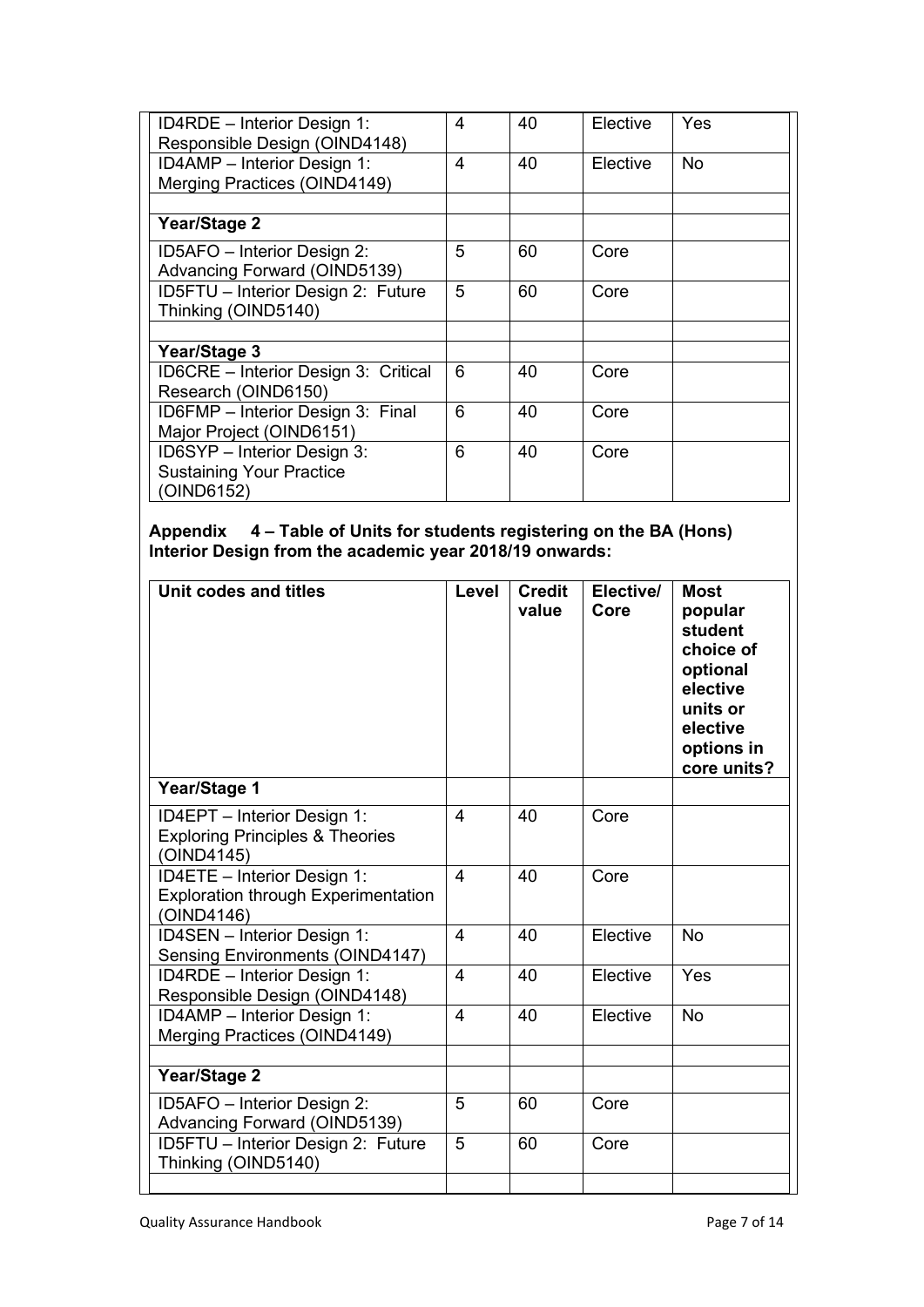| | | | | |
|---|---|---|---|---|
| ID4RDE – Interior Design 1: Responsible Design (OIND4148) | 4 | 40 | Elective | Yes |
| ID4AMP – Interior Design 1: Merging Practices (OIND4149) | 4 | 40 | Elective | No |
| | | | | |
| **Year/Stage 2** | | | | |
| ID5AFO – Interior Design 2: Advancing Forward (OIND5139) | 5 | 60 | Core | |
| ID5FTU – Interior Design 2: Future Thinking (OIND5140) | 5 | 60 | Core | |
| | | | | |
| **Year/Stage 3** | | | | |
| ID6CRE – Interior Design 3: Critical Research (OIND6150) | 6 | 40 | Core | |
| ID6FMP – Interior Design 3: Final Major Project (OIND6151) | 6 | 40 | Core | |
| ID6SYP – Interior Design 3: Sustaining Your Practice (OIND6152) | 6 | 40 | Core | |

**Appendix 4 – Table of Units for students registering on the BA (Hons) Interior Design from the academic year 2018/19 onwards:**

| Unit codes and titles | Level | Credit value | Elective/ Core | Most popular student choice of optional elective units or elective options in core units? |
|---|---|---|---|---|
| **Year/Stage 1** | | | | |
| ID4EPT – Interior Design 1: Exploring Principles & Theories (OIND4145) | 4 | 40 | Core | |
| ID4ETE – Interior Design 1: Exploration through Experimentation (OIND4146) | 4 | 40 | Core | |
| ID4SEN – Interior Design 1: Sensing Environments (OIND4147) | 4 | 40 | Elective | No |
| ID4RDE – Interior Design 1: Responsible Design (OIND4148) | 4 | 40 | Elective | Yes |
| ID4AMP – Interior Design 1: Merging Practices (OIND4149) | 4 | 40 | Elective | No |
| | | | | |
| **Year/Stage 2** | | | | |
| ID5AFO – Interior Design 2: Advancing Forward (OIND5139) | 5 | 60 | Core | |
| ID5FTU – Interior Design 2: Future Thinking (OIND5140) | 5 | 60 | Core | |
| | | | | |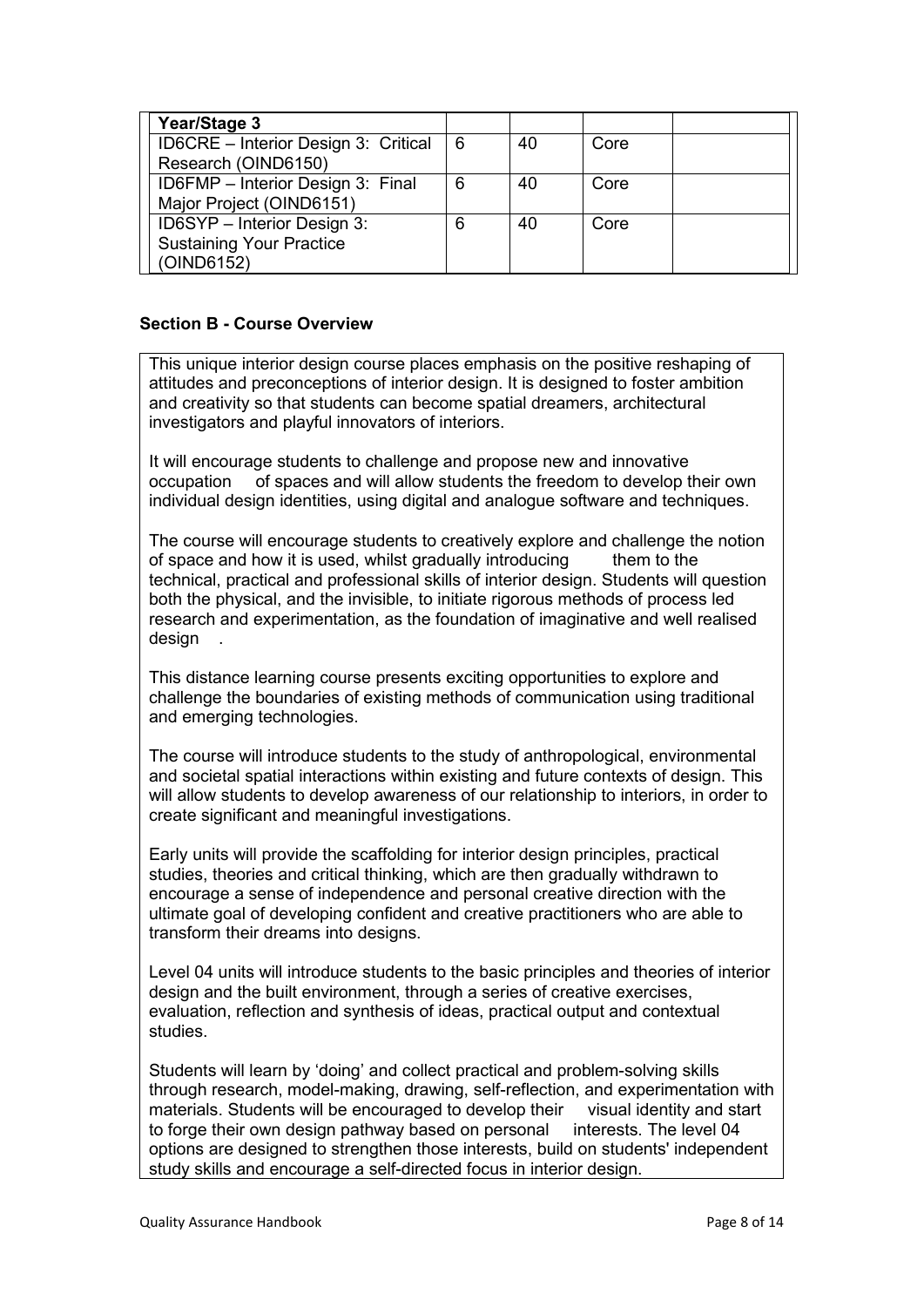| Year/Stage 3 | | | | |
|---|---|---|---|---|
| ID6CRE – Interior Design 3: Critical Research (OIND6150) | 6 | 40 | Core | |
| ID6FMP – Interior Design 3: Final Major Project (OIND6151) | 6 | 40 | Core | |
| ID6SYP – Interior Design 3: Sustaining Your Practice (OIND6152) | 6 | 40 | Core | |

### Section B - Course Overview

This unique interior design course places emphasis on the positive reshaping of attitudes and preconceptions of interior design. It is designed to foster ambition and creativity so that students can become spatial dreamers, architectural investigators and playful innovators of interiors.

It will encourage students to challenge and propose new and innovative occupation of spaces and will allow students the freedom to develop their own individual design identities, using digital and analogue software and techniques.

The course will encourage students to creatively explore and challenge the notion of space and how it is used, whilst gradually introducing them to the technical, practical and professional skills of interior design. Students will question both the physical, and the invisible, to initiate rigorous methods of process led research and experimentation, as the foundation of imaginative and well realised design .

This distance learning course presents exciting opportunities to explore and challenge the boundaries of existing methods of communication using traditional and emerging technologies.

The course will introduce students to the study of anthropological, environmental and societal spatial interactions within existing and future contexts of design. This will allow students to develop awareness of our relationship to interiors, in order to create significant and meaningful investigations.

Early units will provide the scaffolding for interior design principles, practical studies, theories and critical thinking, which are then gradually withdrawn to encourage a sense of independence and personal creative direction with the ultimate goal of developing confident and creative practitioners who are able to transform their dreams into designs.

Level 04 units will introduce students to the basic principles and theories of interior design and the built environment, through a series of creative exercises, evaluation, reflection and synthesis of ideas, practical output and contextual studies.

Students will learn by 'doing' and collect practical and problem-solving skills through research, model-making, drawing, self-reflection, and experimentation with materials. Students will be encouraged to develop their visual identity and start to forge their own design pathway based on personal interests. The level 04 options are designed to strengthen those interests, build on students' independent study skills and encourage a self-directed focus in interior design.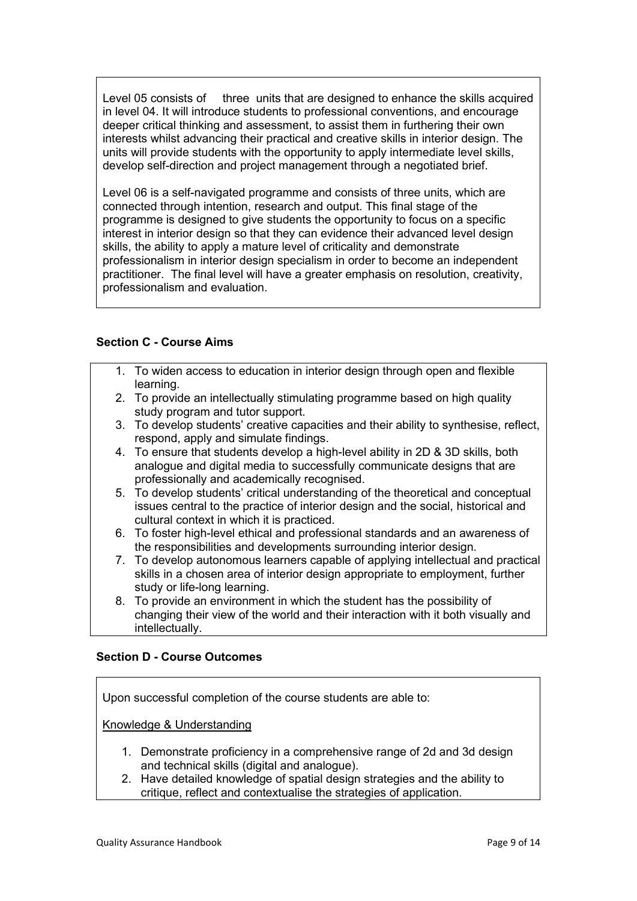Level 05 consists of three units that are designed to enhance the skills acquired in level 04. It will introduce students to professional conventions, and encourage deeper critical thinking and assessment, to assist them in furthering their own interests whilst advancing their practical and creative skills in interior design. The units will provide students with the opportunity to apply intermediate level skills, develop self-direction and project management through a negotiated brief.

Level 06 is a self-navigated programme and consists of three units, which are connected through intention, research and output. This final stage of the programme is designed to give students the opportunity to focus on a specific interest in interior design so that they can evidence their advanced level design skills, the ability to apply a mature level of criticality and demonstrate professionalism in interior design specialism in order to become an independent practitioner. The final level will have a greater emphasis on resolution, creativity, professionalism and evaluation.

### Section C - Course Aims

1. To widen access to education in interior design through open and flexible learning.
2. To provide an intellectually stimulating programme based on high quality study program and tutor support.
3. To develop students' creative capacities and their ability to synthesise, reflect, respond, apply and simulate findings.
4. To ensure that students develop a high-level ability in 2D & 3D skills, both analogue and digital media to successfully communicate designs that are professionally and academically recognised.
5. To develop students' critical understanding of the theoretical and conceptual issues central to the practice of interior design and the social, historical and cultural context in which it is practiced.
6. To foster high-level ethical and professional standards and an awareness of the responsibilities and developments surrounding interior design.
7. To develop autonomous learners capable of applying intellectual and practical skills in a chosen area of interior design appropriate to employment, further study or life-long learning.
8. To provide an environment in which the student has the possibility of changing their view of the world and their interaction with it both visually and intellectually.

### Section D - Course Outcomes

Upon successful completion of the course students are able to:

Knowledge & Understanding

1. Demonstrate proficiency in a comprehensive range of 2d and 3d design and technical skills (digital and analogue).
2. Have detailed knowledge of spatial design strategies and the ability to critique, reflect and contextualise the strategies of application.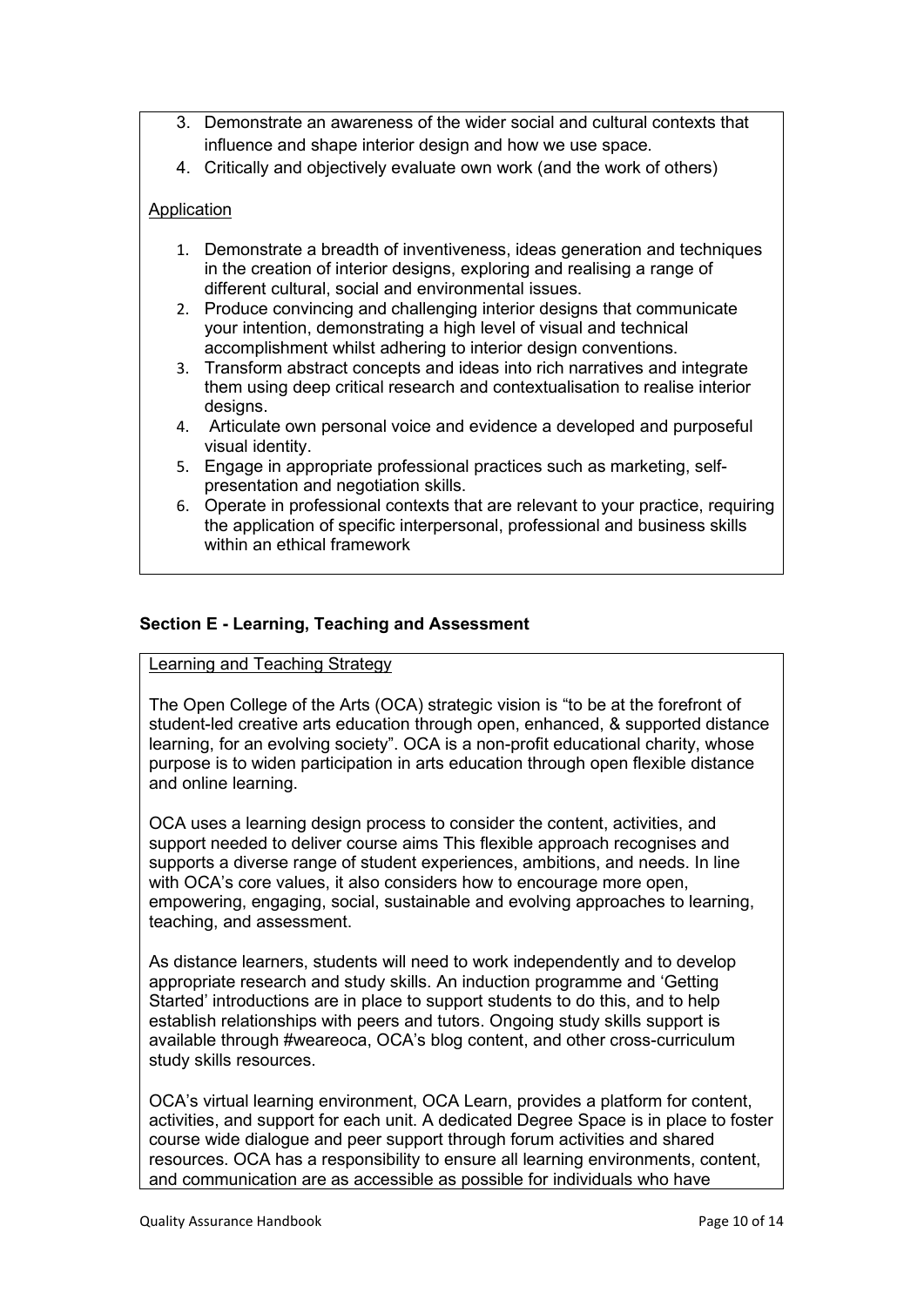3. Demonstrate an awareness of the wider social and cultural contexts that influence and shape interior design and how we use space.
4. Critically and objectively evaluate own work (and the work of others)

<u>Application</u>

1. Demonstrate a breadth of inventiveness, ideas generation and techniques in the creation of interior designs, exploring and realising a range of different cultural, social and environmental issues.
2. Produce convincing and challenging interior designs that communicate your intention, demonstrating a high level of visual and technical accomplishment whilst adhering to interior design conventions.
3. Transform abstract concepts and ideas into rich narratives and integrate them using deep critical research and contextualisation to realise interior designs.
4. Articulate own personal voice and evidence a developed and purposeful visual identity.
5. Engage in appropriate professional practices such as marketing, self-presentation and negotiation skills.
6. Operate in professional contexts that are relevant to your practice, requiring the application of specific interpersonal, professional and business skills within an ethical framework

**Section E - Learning, Teaching and Assessment**

<u>Learning and Teaching Strategy</u>

The Open College of the Arts (OCA) strategic vision is "to be at the forefront of student-led creative arts education through open, enhanced, & supported distance learning, for an evolving society". OCA is a non-profit educational charity, whose purpose is to widen participation in arts education through open flexible distance and online learning.

OCA uses a learning design process to consider the content, activities, and support needed to deliver course aims This flexible approach recognises and supports a diverse range of student experiences, ambitions, and needs. In line with OCA's core values, it also considers how to encourage more open, empowering, engaging, social, sustainable and evolving approaches to learning, teaching, and assessment.

As distance learners, students will need to work independently and to develop appropriate research and study skills. An induction programme and 'Getting Started' introductions are in place to support students to do this, and to help establish relationships with peers and tutors. Ongoing study skills support is available through #weareoca, OCA's blog content, and other cross-curriculum study skills resources.

OCA's virtual learning environment, OCA Learn, provides a platform for content, activities, and support for each unit. A dedicated Degree Space is in place to foster course wide dialogue and peer support through forum activities and shared resources. OCA has a responsibility to ensure all learning environments, content, and communication are as accessible as possible for individuals who have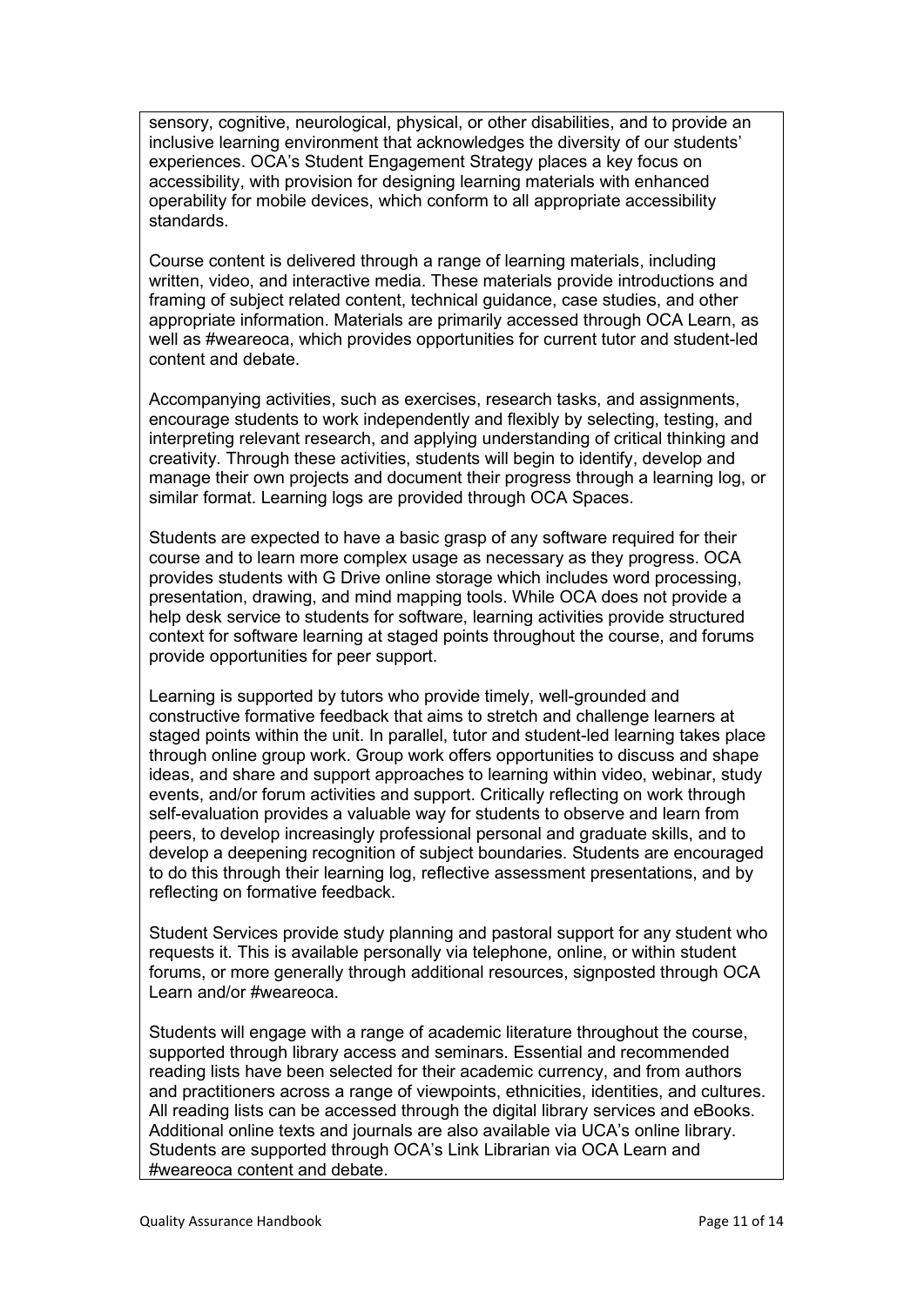sensory, cognitive, neurological, physical, or other disabilities, and to provide an inclusive learning environment that acknowledges the diversity of our students' experiences. OCA's Student Engagement Strategy places a key focus on accessibility, with provision for designing learning materials with enhanced operability for mobile devices, which conform to all appropriate accessibility standards.

Course content is delivered through a range of learning materials, including written, video, and interactive media. These materials provide introductions and framing of subject related content, technical guidance, case studies, and other appropriate information. Materials are primarily accessed through OCA Learn, as well as #weareoca, which provides opportunities for current tutor and student-led content and debate.

Accompanying activities, such as exercises, research tasks, and assignments, encourage students to work independently and flexibly by selecting, testing, and interpreting relevant research, and applying understanding of critical thinking and creativity. Through these activities, students will begin to identify, develop and manage their own projects and document their progress through a learning log, or similar format. Learning logs are provided through OCA Spaces.

Students are expected to have a basic grasp of any software required for their course and to learn more complex usage as necessary as they progress. OCA provides students with G Drive online storage which includes word processing, presentation, drawing, and mind mapping tools. While OCA does not provide a help desk service to students for software, learning activities provide structured context for software learning at staged points throughout the course, and forums provide opportunities for peer support.

Learning is supported by tutors who provide timely, well-grounded and constructive formative feedback that aims to stretch and challenge learners at staged points within the unit. In parallel, tutor and student-led learning takes place through online group work. Group work offers opportunities to discuss and shape ideas, and share and support approaches to learning within video, webinar, study events, and/or forum activities and support. Critically reflecting on work through self-evaluation provides a valuable way for students to observe and learn from peers, to develop increasingly professional personal and graduate skills, and to develop a deepening recognition of subject boundaries. Students are encouraged to do this through their learning log, reflective assessment presentations, and by reflecting on formative feedback.

Student Services provide study planning and pastoral support for any student who requests it. This is available personally via telephone, online, or within student forums, or more generally through additional resources, signposted through OCA Learn and/or #weareoca.

Students will engage with a range of academic literature throughout the course, supported through library access and seminars. Essential and recommended reading lists have been selected for their academic currency, and from authors and practitioners across a range of viewpoints, ethnicities, identities, and cultures. All reading lists can be accessed through the digital library services and eBooks. Additional online texts and journals are also available via UCA's online library. Students are supported through OCA's Link Librarian via OCA Learn and #weareoca content and debate.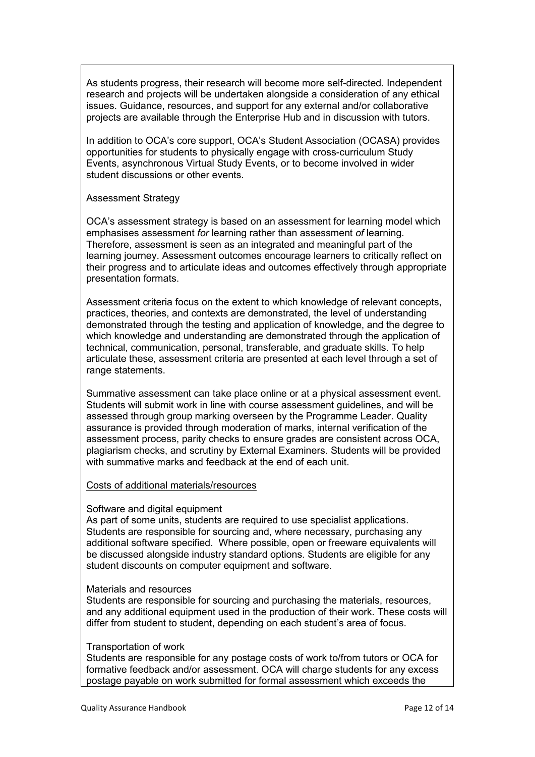As students progress, their research will become more self-directed. Independent research and projects will be undertaken alongside a consideration of any ethical issues. Guidance, resources, and support for any external and/or collaborative projects are available through the Enterprise Hub and in discussion with tutors.

In addition to OCA's core support, OCA's Student Association (OCASA) provides opportunities for students to physically engage with cross-curriculum Study Events, asynchronous Virtual Study Events, or to become involved in wider student discussions or other events.

Assessment Strategy

OCA's assessment strategy is based on an assessment for learning model which emphasises assessment *for* learning rather than assessment *of* learning. Therefore, assessment is seen as an integrated and meaningful part of the learning journey. Assessment outcomes encourage learners to critically reflect on their progress and to articulate ideas and outcomes effectively through appropriate presentation formats.

Assessment criteria focus on the extent to which knowledge of relevant concepts, practices, theories, and contexts are demonstrated, the level of understanding demonstrated through the testing and application of knowledge, and the degree to which knowledge and understanding are demonstrated through the application of technical, communication, personal, transferable, and graduate skills. To help articulate these, assessment criteria are presented at each level through a set of range statements.

Summative assessment can take place online or at a physical assessment event. Students will submit work in line with course assessment guidelines, and will be assessed through group marking overseen by the Programme Leader. Quality assurance is provided through moderation of marks, internal verification of the assessment process, parity checks to ensure grades are consistent across OCA, plagiarism checks, and scrutiny by External Examiners. Students will be provided with summative marks and feedback at the end of each unit.

<u>Costs of additional materials/resources</u>

Software and digital equipment
As part of some units, students are required to use specialist applications. Students are responsible for sourcing and, where necessary, purchasing any additional software specified. Where possible, open or freeware equivalents will be discussed alongside industry standard options. Students are eligible for any student discounts on computer equipment and software.

Materials and resources
Students are responsible for sourcing and purchasing the materials, resources, and any additional equipment used in the production of their work. These costs will differ from student to student, depending on each student's area of focus.

Transportation of work
Students are responsible for any postage costs of work to/from tutors or OCA for formative feedback and/or assessment. OCA will charge students for any excess postage payable on work submitted for formal assessment which exceeds the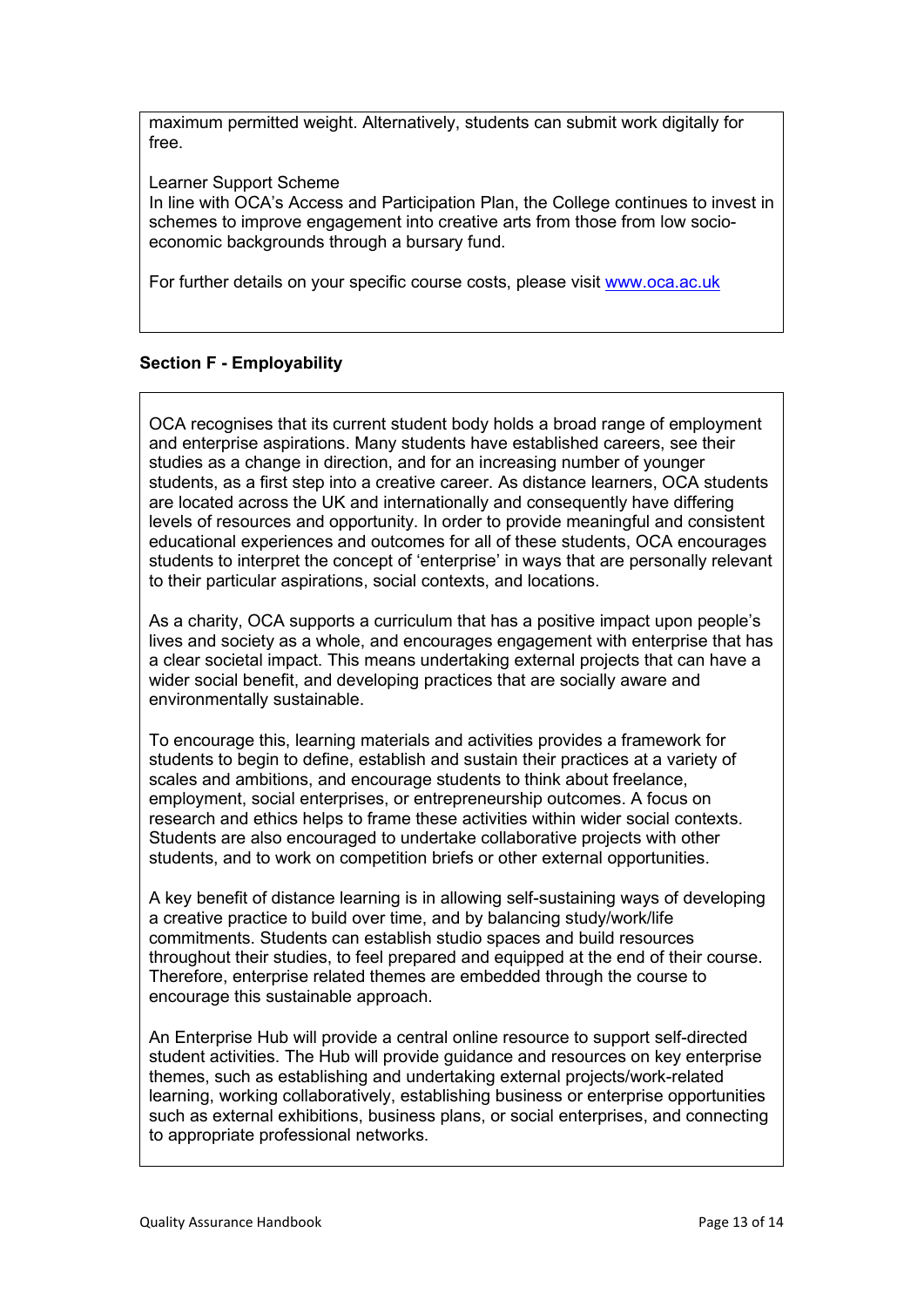maximum permitted weight. Alternatively, students can submit work digitally for free.

Learner Support Scheme
In line with OCA's Access and Participation Plan, the College continues to invest in schemes to improve engagement into creative arts from those from low socio-economic backgrounds through a bursary fund.

For further details on your specific course costs, please visit [www.oca.ac.uk](www.oca.ac.uk)

**Section F - Employability**

OCA recognises that its current student body holds a broad range of employment and enterprise aspirations. Many students have established careers, see their studies as a change in direction, and for an increasing number of younger students, as a first step into a creative career. As distance learners, OCA students are located across the UK and internationally and consequently have differing levels of resources and opportunity. In order to provide meaningful and consistent educational experiences and outcomes for all of these students, OCA encourages students to interpret the concept of 'enterprise' in ways that are personally relevant to their particular aspirations, social contexts, and locations.

As a charity, OCA supports a curriculum that has a positive impact upon people's lives and society as a whole, and encourages engagement with enterprise that has a clear societal impact. This means undertaking external projects that can have a wider social benefit, and developing practices that are socially aware and environmentally sustainable.

To encourage this, learning materials and activities provides a framework for students to begin to define, establish and sustain their practices at a variety of scales and ambitions, and encourage students to think about freelance, employment, social enterprises, or entrepreneurship outcomes. A focus on research and ethics helps to frame these activities within wider social contexts. Students are also encouraged to undertake collaborative projects with other students, and to work on competition briefs or other external opportunities.

A key benefit of distance learning is in allowing self-sustaining ways of developing a creative practice to build over time, and by balancing study/work/life commitments. Students can establish studio spaces and build resources throughout their studies, to feel prepared and equipped at the end of their course. Therefore, enterprise related themes are embedded through the course to encourage this sustainable approach.

An Enterprise Hub will provide a central online resource to support self-directed student activities. The Hub will provide guidance and resources on key enterprise themes, such as establishing and undertaking external projects/work-related learning, working collaboratively, establishing business or enterprise opportunities such as external exhibitions, business plans, or social enterprises, and connecting to appropriate professional networks.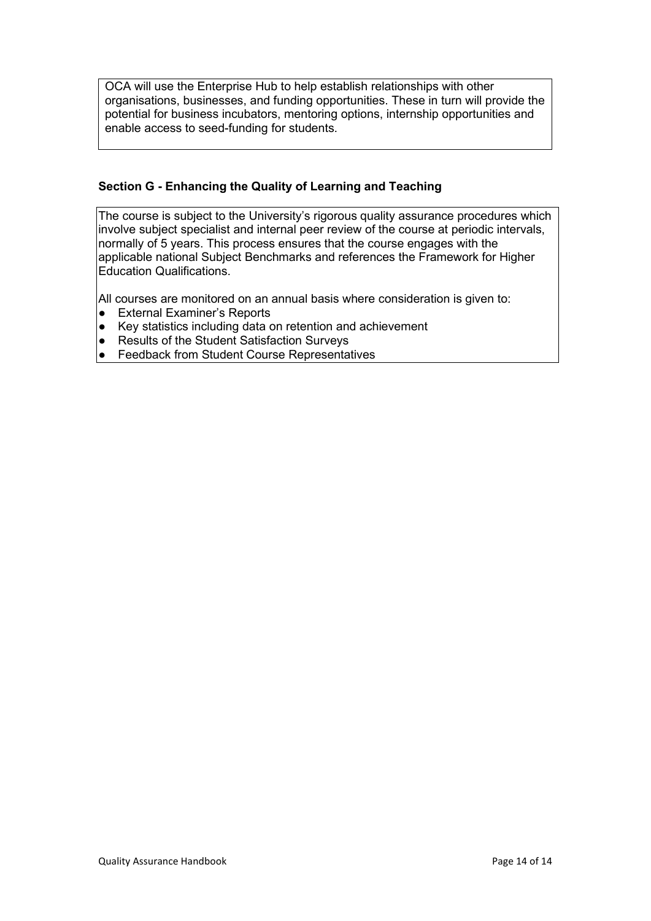OCA will use the Enterprise Hub to help establish relationships with other organisations, businesses, and funding opportunities. These in turn will provide the potential for business incubators, mentoring options, internship opportunities and enable access to seed-funding for students.

## Section G - Enhancing the Quality of Learning and Teaching

The course is subject to the University's rigorous quality assurance procedures which involve subject specialist and internal peer review of the course at periodic intervals, normally of 5 years. This process ensures that the course engages with the applicable national Subject Benchmarks and references the Framework for Higher Education Qualifications.

All courses are monitored on an annual basis where consideration is given to:

- External Examiner's Reports
- Key statistics including data on retention and achievement
- Results of the Student Satisfaction Surveys
- Feedback from Student Course Representatives